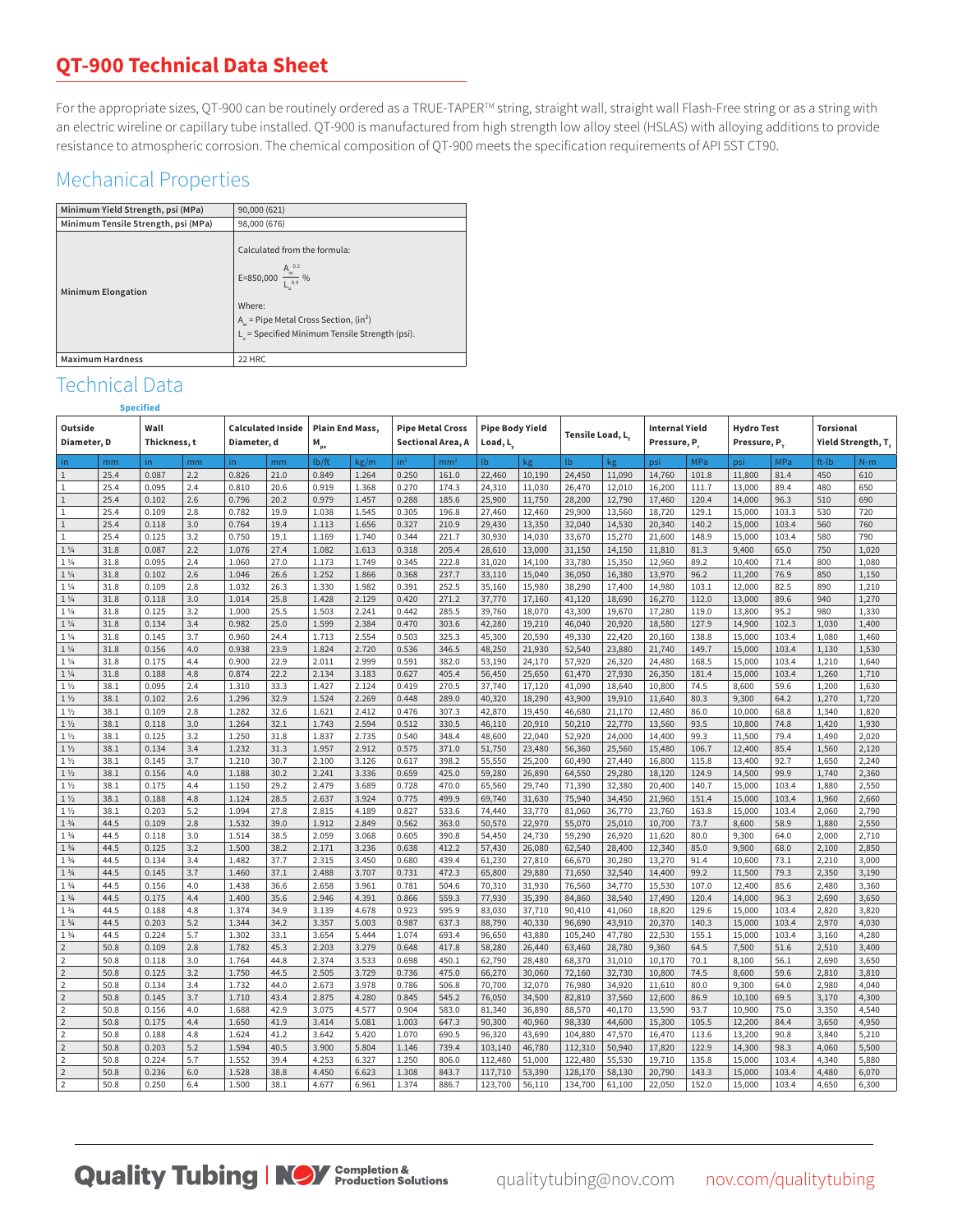# QT-900 Technical Data Sheet

For the appropriate sizes, QT-900 can be routinely ordered as a TRUE-TAPER™ string, straight wall, straight wall Flash-Free string or as a string with an electric wireline or capillary tube installed. QT-900 is manufactured from high strength low alloy steel (HSLAS) with alloying additions to provide resistance to atmospheric corrosion. The chemical composition of QT-900 meets the specification requirements of API 5ST CT90.

## Mechanical Properties

| | |
|---|---|
| Minimum Yield Strength, psi (MPa) | 90,000 (621) |
| Minimum Tensile Strength, psi (MPa) | 98,000 (676) |
| Minimum Elongation | Calculated from the formula: $E=850{,}000 \frac{A_w^{0.2}}{L_u^{0.9}} \%$ Where: $A_w$ = Pipe Metal Cross Section, (in$^2$) $L_u$ = Specified Minimum Tensile Strength (psi). |
| Maximum Hardness | 22 HRC |

## Technical Data

| Outside Diameter, D | | Wall Thickness, t (Specified) | | Calculated Inside Diameter, d | | Plain End Mass, $M_{pe}$ | | Pipe Metal Cross Sectional Area, A | | Pipe Body Yield Load, $L_y$ | | Tensile Load, $L_T$ | | Internal Yield Pressure, $P_r$ | | Hydro Test Pressure, $P_T$ | | Torsional Yield Strength, $T_r$ | |
|---|---|---|---|---|---|---|---|---|---|---|---|---|---|---|---|---|---|---|---|
| in | mm | in | mm | in | mm | lb/ft | kg/m | in² | mm² | lb | kg | lb | kg | psi | MPa | psi | MPa | ft-lb | N-m |
| 1 | 25.4 | 0.087 | 2.2 | 0.826 | 21.0 | 0.849 | 1.264 | 0.250 | 161.0 | 22,460 | 10,190 | 24,450 | 11,090 | 14,760 | 101.8 | 11,800 | 81.4 | 450 | 610 |
| 1 | 25.4 | 0.095 | 2.4 | 0.810 | 20.6 | 0.919 | 1.368 | 0.270 | 174.3 | 24,310 | 11,030 | 26,470 | 12,010 | 16,200 | 111.7 | 13,000 | 89.4 | 480 | 650 |
| 1 | 25.4 | 0.102 | 2.6 | 0.796 | 20.2 | 0.979 | 1.457 | 0.288 | 185.6 | 25,900 | 11,750 | 28,200 | 12,790 | 17,460 | 120.4 | 14,000 | 96.3 | 510 | 690 |
| 1 | 25.4 | 0.109 | 2.8 | 0.782 | 19.9 | 1.038 | 1.545 | 0.305 | 196.8 | 27,460 | 12,460 | 29,900 | 13,560 | 18,720 | 129.1 | 15,000 | 103.3 | 530 | 720 |
| 1 | 25.4 | 0.118 | 3.0 | 0.764 | 19.4 | 1.113 | 1.656 | 0.327 | 210.9 | 29,430 | 13,350 | 32,040 | 14,530 | 20,340 | 140.2 | 15,000 | 103.4 | 560 | 760 |
| 1 | 25.4 | 0.125 | 3.2 | 0.750 | 19.1 | 1.169 | 1.740 | 0.344 | 221.7 | 30,930 | 14,030 | 33,670 | 15,270 | 21,600 | 148.9 | 15,000 | 103.4 | 580 | 790 |
| 1 ¼ | 31.8 | 0.087 | 2.2 | 1.076 | 27.4 | 1.082 | 1.613 | 0.318 | 205.4 | 28,610 | 13,000 | 31,150 | 14,150 | 11,810 | 81.3 | 9,400 | 65.0 | 750 | 1,020 |
| 1 ¼ | 31.8 | 0.095 | 2.4 | 1.060 | 27.0 | 1.173 | 1.749 | 0.345 | 222.8 | 31,020 | 14,100 | 33,780 | 15,350 | 12,960 | 89.2 | 10,400 | 71.4 | 800 | 1,080 |
| 1 ¼ | 31.8 | 0.102 | 2.6 | 1.046 | 26.6 | 1.252 | 1.866 | 0.368 | 237.7 | 33,110 | 15,040 | 36,050 | 16,380 | 13,970 | 96.2 | 11,200 | 76.9 | 850 | 1,150 |
| 1 ¼ | 31.8 | 0.109 | 2.8 | 1.032 | 26.3 | 1.330 | 1.982 | 0.391 | 252.5 | 35,160 | 15,980 | 38,290 | 17,400 | 14,980 | 103.1 | 12,000 | 82.5 | 890 | 1,210 |
| 1 ¼ | 31.8 | 0.118 | 3.0 | 1.014 | 25.8 | 1.428 | 2.129 | 0.420 | 271.2 | 37,770 | 17,160 | 41,120 | 18,690 | 16,270 | 112.0 | 13,000 | 89.6 | 940 | 1,270 |
| 1 ¼ | 31.8 | 0.125 | 3.2 | 1.000 | 25.5 | 1.503 | 2.241 | 0.442 | 285.5 | 39,760 | 18,070 | 43,300 | 19,670 | 17,280 | 119.0 | 13,800 | 95.2 | 980 | 1,330 |
| 1 ¼ | 31.8 | 0.134 | 3.4 | 0.982 | 25.0 | 1.599 | 2.384 | 0.470 | 303.6 | 42,280 | 19,210 | 46,040 | 20,920 | 18,580 | 127.9 | 14,900 | 102.3 | 1,030 | 1,400 |
| 1 ¼ | 31.8 | 0.145 | 3.7 | 0.960 | 24.4 | 1.713 | 2.554 | 0.503 | 325.3 | 45,300 | 20,590 | 49,330 | 22,420 | 20,160 | 138.8 | 15,000 | 103.4 | 1,080 | 1,460 |
| 1 ¼ | 31.8 | 0.156 | 4.0 | 0.938 | 23.9 | 1.824 | 2.720 | 0.536 | 346.5 | 48,250 | 21,930 | 52,540 | 23,880 | 21,740 | 149.7 | 15,000 | 103.4 | 1,130 | 1,530 |
| 1 ¼ | 31.8 | 0.175 | 4.4 | 0.900 | 22.9 | 2.011 | 2.999 | 0.591 | 382.0 | 53,190 | 24,170 | 57,920 | 26,320 | 24,480 | 168.5 | 15,000 | 103.4 | 1,210 | 1,640 |
| 1 ¼ | 31.8 | 0.188 | 4.8 | 0.874 | 22.2 | 2.134 | 3.183 | 0.627 | 405.4 | 56,450 | 25,650 | 61,470 | 27,930 | 26,350 | 181.4 | 15,000 | 103.4 | 1,260 | 1,710 |
| 1 ½ | 38.1 | 0.095 | 2.4 | 1.310 | 33.3 | 1.427 | 2.124 | 0.419 | 270.5 | 37,740 | 17,120 | 41,090 | 18,640 | 10,800 | 74.5 | 8,600 | 59.6 | 1,200 | 1,630 |
| 1 ½ | 38.1 | 0.102 | 2.6 | 1.296 | 32.9 | 1.524 | 2.269 | 0.448 | 289.0 | 40,320 | 18,290 | 43,900 | 19,910 | 11,640 | 80.3 | 9,300 | 64.2 | 1,270 | 1,720 |
| 1 ½ | 38.1 | 0.109 | 2.8 | 1.282 | 32.6 | 1.621 | 2.412 | 0.476 | 307.3 | 42,870 | 19,450 | 46,680 | 21,170 | 12,480 | 86.0 | 10,000 | 68.8 | 1,340 | 1,820 |
| 1 ½ | 38.1 | 0.118 | 3.0 | 1.264 | 32.1 | 1.743 | 2.594 | 0.512 | 330.5 | 46,110 | 20,910 | 50,210 | 22,770 | 13,560 | 93.5 | 10,800 | 74.8 | 1,420 | 1,930 |
| 1 ½ | 38.1 | 0.125 | 3.2 | 1.250 | 31.8 | 1.837 | 2.735 | 0.540 | 348.4 | 48,600 | 22,040 | 52,920 | 24,000 | 14,400 | 99.3 | 11,500 | 79.4 | 1,490 | 2,020 |
| 1 ½ | 38.1 | 0.134 | 3.4 | 1.232 | 31.3 | 1.957 | 2.912 | 0.575 | 371.0 | 51,750 | 23,480 | 56,360 | 25,560 | 15,480 | 106.7 | 12,400 | 85.4 | 1,560 | 2,120 |
| 1 ½ | 38.1 | 0.145 | 3.7 | 1.210 | 30.7 | 2.100 | 3.126 | 0.617 | 398.2 | 55,550 | 25,200 | 60,490 | 27,440 | 16,800 | 115.8 | 13,400 | 92.7 | 1,650 | 2,240 |
| 1 ½ | 38.1 | 0.156 | 4.0 | 1.188 | 30.2 | 2.241 | 3.336 | 0.659 | 425.0 | 59,280 | 26,890 | 64,550 | 29,280 | 18,120 | 124.9 | 14,500 | 99.9 | 1,740 | 2,360 |
| 1 ½ | 38.1 | 0.175 | 4.4 | 1.150 | 29.2 | 2.479 | 3.689 | 0.728 | 470.0 | 65,560 | 29,740 | 71,390 | 32,380 | 20,400 | 140.7 | 15,000 | 103.4 | 1,880 | 2,550 |
| 1 ½ | 38.1 | 0.188 | 4.8 | 1.124 | 28.5 | 2.637 | 3.924 | 0.775 | 499.9 | 69,740 | 31,630 | 75,940 | 34,450 | 21,960 | 151.4 | 15,000 | 103.4 | 1,960 | 2,660 |
| 1 ½ | 38.1 | 0.203 | 5.2 | 1.094 | 27.8 | 2.815 | 4.189 | 0.827 | 533.6 | 74,440 | 33,770 | 81,060 | 36,770 | 23,760 | 163.8 | 15,000 | 103.4 | 2,060 | 2,790 |
| 1 ¾ | 44.5 | 0.109 | 2.8 | 1.532 | 39.0 | 1.912 | 2.849 | 0.562 | 363.0 | 50,570 | 22,970 | 55,070 | 25,010 | 10,700 | 73.7 | 8,600 | 58.9 | 1,880 | 2,550 |
| 1 ¾ | 44.5 | 0.118 | 3.0 | 1.514 | 38.5 | 2.059 | 3.068 | 0.605 | 390.8 | 54,450 | 24,730 | 59,290 | 26,920 | 11,620 | 80.0 | 9,300 | 64.0 | 2,000 | 2,710 |
| 1 ¾ | 44.5 | 0.125 | 3.2 | 1.500 | 38.2 | 2.171 | 3.236 | 0.638 | 412.2 | 57,430 | 26,080 | 62,540 | 28,400 | 12,340 | 85.0 | 9,900 | 68.0 | 2,100 | 2,850 |
| 1 ¾ | 44.5 | 0.134 | 3.4 | 1.482 | 37.7 | 2.315 | 3.450 | 0.680 | 439.4 | 61,230 | 27,810 | 66,670 | 30,280 | 13,270 | 91.4 | 10,600 | 73.1 | 2,210 | 3,000 |
| 1 ¾ | 44.5 | 0.145 | 3.7 | 1.460 | 37.1 | 2.488 | 3.707 | 0.731 | 472.3 | 65,800 | 29,880 | 71,650 | 32,540 | 14,400 | 99.2 | 11,500 | 79.3 | 2,350 | 3,190 |
| 1 ¾ | 44.5 | 0.156 | 4.0 | 1.438 | 36.6 | 2.658 | 3.961 | 0.781 | 504.6 | 70,310 | 31,930 | 76,560 | 34,770 | 15,530 | 107.0 | 12,400 | 85.6 | 2,480 | 3,360 |
| 1 ¾ | 44.5 | 0.175 | 4.4 | 1.400 | 35.6 | 2.946 | 4.391 | 0.866 | 559.3 | 77,930 | 35,390 | 84,860 | 38,540 | 17,490 | 120.4 | 14,000 | 96.3 | 2,690 | 3,650 |
| 1 ¾ | 44.5 | 0.188 | 4.8 | 1.374 | 34.9 | 3.139 | 4.678 | 0.923 | 595.9 | 83,030 | 37,710 | 90,410 | 41,060 | 18,820 | 129.6 | 15,000 | 103.4 | 2,820 | 3,820 |
| 1 ¾ | 44.5 | 0.203 | 5.2 | 1.344 | 34.2 | 3.357 | 5.003 | 0.987 | 637.3 | 88,790 | 40,330 | 96,690 | 43,910 | 20,370 | 140.3 | 15,000 | 103.4 | 2,970 | 4,030 |
| 1 ¾ | 44.5 | 0.224 | 5.7 | 1.302 | 33.1 | 3.654 | 5.444 | 1.074 | 693.4 | 96,650 | 43,880 | 105,240 | 47,780 | 22,530 | 155.1 | 15,000 | 103.4 | 3,160 | 4,280 |
| 2 | 50.8 | 0.109 | 2.8 | 1.782 | 45.3 | 2.203 | 3.279 | 0.648 | 417.8 | 58,280 | 26,440 | 63,460 | 28,780 | 9,360 | 64.5 | 7,500 | 51.6 | 2,510 | 3,400 |
| 2 | 50.8 | 0.118 | 3.0 | 1.764 | 44.8 | 2.374 | 3.533 | 0.698 | 450.1 | 62,790 | 28,480 | 68,370 | 31,010 | 10,170 | 70.1 | 8,100 | 56.1 | 2,690 | 3,650 |
| 2 | 50.8 | 0.125 | 3.2 | 1.750 | 44.5 | 2.505 | 3.729 | 0.736 | 475.0 | 66,270 | 30,060 | 72,160 | 32,730 | 10,800 | 74.5 | 8,600 | 59.6 | 2,810 | 3,810 |
| 2 | 50.8 | 0.134 | 3.4 | 1.732 | 44.0 | 2.673 | 3.978 | 0.786 | 506.8 | 70,700 | 32,070 | 76,980 | 34,920 | 11,610 | 80.0 | 9,300 | 64.0 | 2,980 | 4,040 |
| 2 | 50.8 | 0.145 | 3.7 | 1.710 | 43.4 | 2.875 | 4.280 | 0.845 | 545.2 | 76,050 | 34,500 | 82,810 | 37,560 | 12,600 | 86.9 | 10,100 | 69.5 | 3,170 | 4,300 |
| 2 | 50.8 | 0.156 | 4.0 | 1.688 | 42.9 | 3.075 | 4.577 | 0.904 | 583.0 | 81,340 | 36,890 | 88,570 | 40,170 | 13,590 | 93.7 | 10,900 | 75.0 | 3,350 | 4,540 |
| 2 | 50.8 | 0.175 | 4.4 | 1.650 | 41.9 | 3.414 | 5.081 | 1.003 | 647.3 | 90,300 | 40,960 | 98,330 | 44,600 | 15,300 | 105.5 | 12,200 | 84.4 | 3,650 | 4,950 |
| 2 | 50.8 | 0.188 | 4.8 | 1.624 | 41.2 | 3.642 | 5.420 | 1.070 | 690.5 | 96,320 | 43,690 | 104,880 | 47,570 | 16,470 | 113.6 | 13,200 | 90.8 | 3,840 | 5,210 |
| 2 | 50.8 | 0.203 | 5.2 | 1.594 | 40.5 | 3.900 | 5.804 | 1.146 | 739.4 | 103,140 | 46,780 | 112,310 | 50,940 | 17,820 | 122.9 | 14,300 | 98.3 | 4,060 | 5,500 |
| 2 | 50.8 | 0.224 | 5.7 | 1.552 | 39.4 | 4.253 | 6.327 | 1.250 | 806.0 | 112,480 | 51,000 | 122,480 | 55,530 | 19,710 | 135.8 | 15,000 | 103.4 | 4,340 | 5,880 |
| 2 | 50.8 | 0.236 | 6.0 | 1.528 | 38.8 | 4.450 | 6.623 | 1.308 | 843.7 | 117,710 | 53,390 | 128,170 | 58,130 | 20,790 | 143.3 | 15,000 | 103.4 | 4,480 | 6,070 |
| 2 | 50.8 | 0.250 | 6.4 | 1.500 | 38.1 | 4.677 | 6.961 | 1.374 | 886.7 | 123,700 | 56,110 | 134,700 | 61,100 | 22,050 | 152.0 | 15,000 | 103.4 | 4,650 | 6,300 |

Quality Tubing | NOV Completion & Production Solutions    qualitytubing@nov.com    nov.com/qualitytubing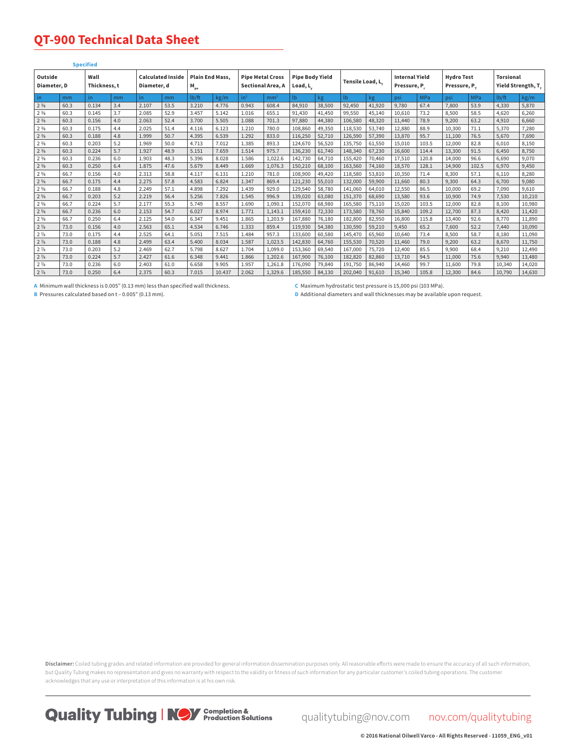# QT-900 Technical Data Sheet

| Outside Diameter, D | | Wall Thickness, t (Specified) | | Calculated Inside Diameter, d | | Plain End Mass, $M_{pe}$ | | Pipe Metal Cross Sectional Area, A | | Pipe Body Yield Load, $L_y$ | | Tensile Load, $L_T$ | | Internal Yield Pressure, $P_r$ | | Hydro Test Pressure, $P_T$ | | Torsional Yield Strength, $T_t$ | |
|---|---|---|---|---|---|---|---|---|---|---|---|---|---|---|---|---|---|---|---|
| in | mm | in | mm | in | mm | lb/ft | kg/m | in² | mm² | lb | kg | lb | kg | psi | MPa | psi | MPa | lb/ft | kg/m |
| 2 ⅜ | 60.3 | 0.134 | 3.4 | 2.107 | 53.5 | 3.210 | 4.776 | 0.943 | 608.4 | 84,910 | 38,500 | 92,450 | 41,920 | 9,780 | 67.4 | 7,800 | 53.9 | 4,330 | 5,870 |
| 2 ⅜ | 60.3 | 0.145 | 3.7 | 2.085 | 52.9 | 3.457 | 5.142 | 1.016 | 655.1 | 91,430 | 41,450 | 99,550 | 45,140 | 10,610 | 73.2 | 8,500 | 58.5 | 4,620 | 6,260 |
| 2 ⅜ | 60.3 | 0.156 | 4.0 | 2.063 | 52.4 | 3.700 | 5.505 | 1.088 | 701.3 | 97,880 | 44,380 | 106,580 | 48,320 | 11,440 | 78.9 | 9,200 | 63.2 | 4,910 | 6,660 |
| 2 ⅜ | 60.3 | 0.175 | 4.4 | 2.025 | 51.4 | 4.116 | 6.123 | 1.210 | 780.0 | 108,860 | 49,350 | 118,530 | 53,740 | 12,880 | 88.9 | 10,300 | 71.1 | 5,370 | 7,280 |
| 2 ⅜ | 60.3 | 0.188 | 4.8 | 1.999 | 50.7 | 4.395 | 6.539 | 1.292 | 833.0 | 116,250 | 52,710 | 126,590 | 57,390 | 13,870 | 95.7 | 11,100 | 76.5 | 5,670 | 7,690 |
| 2 ⅜ | 60.3 | 0.203 | 5.2 | 1.969 | 50.0 | 4.713 | 7.012 | 1.385 | 893.3 | 124,670 | 56,520 | 135,750 | 61,550 | 15,010 | 103.5 | 12,000 | 82.8 | 6,010 | 8,150 |
| 2 ⅜ | 60.3 | 0.224 | 5.7 | 1.927 | 48.9 | 5.151 | 7.659 | 1.514 | 975.7 | 136,230 | 61,740 | 148,340 | 67,230 | 16,600 | 114.4 | 13,300 | 91.5 | 6,450 | 8,750 |
| 2 ⅜ | 60.3 | 0.236 | 6.0 | 1.903 | 48.3 | 5.396 | 8.028 | 1.586 | 1,022.6 | 142,730 | 64,710 | 155,420 | 70,460 | 17,510 | 120.8 | 14,000 | 96.6 | 6,690 | 9,070 |
| 2 ⅜ | 60.3 | 0.250 | 6.4 | 1.875 | 47.6 | 5.679 | 8.449 | 1.669 | 1,076.3 | 150,210 | 68,100 | 163,560 | 74,160 | 18,570 | 128.1 | 14,900 | 102.5 | 6,970 | 9,450 |
| 2 ⅝ | 66.7 | 0.156 | 4.0 | 2.313 | 58.8 | 4.117 | 6.131 | 1.210 | 781.0 | 108,900 | 49,420 | 118,580 | 53,810 | 10,350 | 71.4 | 8,300 | 57.1 | 6,110 | 8,280 |
| 2 ⅝ | 66.7 | 0.175 | 4.4 | 2.275 | 57.8 | 4.583 | 6.824 | 1.347 | 869.4 | 121,230 | 55,010 | 132,000 | 59,900 | 11,660 | 80.3 | 9,300 | 64.3 | 6,700 | 9,080 |
| 2 ⅝ | 66.7 | 0.188 | 4.8 | 2.249 | 57.1 | 4.898 | 7.292 | 1.439 | 929.0 | 129,540 | 58,780 | 141,060 | 64,010 | 12,550 | 86.5 | 10,000 | 69.2 | 7,090 | 9,610 |
| 2 ⅝ | 66.7 | 0.203 | 5.2 | 2.219 | 56.4 | 5.256 | 7.826 | 1.545 | 996.9 | 139,020 | 63,080 | 151,370 | 68,690 | 13,580 | 93.6 | 10,900 | 74.9 | 7,530 | 10,210 |
| 2 ⅝ | 66.7 | 0.224 | 5.7 | 2.177 | 55.3 | 5.749 | 8.557 | 1.690 | 1,090.1 | 152,070 | 68,980 | 165,580 | 75,110 | 15,020 | 103.5 | 12,000 | 82.8 | 8,100 | 10,980 |
| 2 ⅝ | 66.7 | 0.236 | 6.0 | 2.153 | 54.7 | 6.027 | 8.974 | 1.771 | 1,143.1 | 159,410 | 72,330 | 173,580 | 78,760 | 15,840 | 109.2 | 12,700 | 87.3 | 8,420 | 11,420 |
| 2 ⅝ | 66.7 | 0.250 | 6.4 | 2.125 | 54.0 | 6.347 | 9.451 | 1.865 | 1,203.9 | 167,880 | 76,180 | 182,800 | 82,950 | 16,800 | 115.8 | 13,400 | 92.6 | 8,770 | 11,890 |
| 2 ⅞ | 73.0 | 0.156 | 4.0 | 2.563 | 65.1 | 4.534 | 6.746 | 1.333 | 859.4 | 119,930 | 54,380 | 130,590 | 59,210 | 9,450 | 65.2 | 7,600 | 52.2 | 7,440 | 10,090 |
| 2 ⅞ | 73.0 | 0.175 | 4.4 | 2.525 | 64.1 | 5.051 | 7.515 | 1.484 | 957.3 | 133,600 | 60,580 | 145,470 | 65,960 | 10,640 | 73.4 | 8,500 | 58.7 | 8,180 | 11,090 |
| 2 ⅞ | 73.0 | 0.188 | 4.8 | 2.499 | 63.4 | 5.400 | 8.034 | 1.587 | 1,023.5 | 142,830 | 64,760 | 155,530 | 70,520 | 11,460 | 79.0 | 9,200 | 63.2 | 8,670 | 11,750 |
| 2 ⅞ | 73.0 | 0.203 | 5.2 | 2.469 | 62.7 | 5.798 | 8.627 | 1.704 | 1,099.0 | 153,360 | 69,540 | 167,000 | 75,720 | 12,400 | 85.5 | 9,900 | 68.4 | 9,210 | 12,490 |
| 2 ⅞ | 73.0 | 0.224 | 5.7 | 2.427 | 61.6 | 6.348 | 9.441 | 1.866 | 1,202.6 | 167,900 | 76,100 | 182,820 | 82,860 | 13,710 | 94.5 | 11,000 | 75.6 | 9,940 | 13,480 |
| 2 ⅞ | 73.0 | 0.236 | 6.0 | 2.403 | 61.0 | 6.658 | 9.905 | 1.957 | 1,261.8 | 176,090 | 79,840 | 191,750 | 86,940 | 14,460 | 99.7 | 11,600 | 79.8 | 10,340 | 14,020 |
| 2 ⅞ | 73.0 | 0.250 | 6.4 | 2.375 | 60.3 | 7.015 | 10.437 | 2.062 | 1,329.6 | 185,550 | 84,130 | 202,040 | 91,610 | 15,340 | 105.8 | 12,300 | 84.6 | 10,790 | 14,630 |

**A** Minimum wall thickness is 0.005" (0.13 mm) less than specified wall thickness.

**B** Pressures calculated based on t – 0.005" (0.13 mm).

**C** Maximum hydrostatic test pressure is 15,000 psi (103 MPa).

**D** Additional diameters and wall thicknesses may be available upon request.

**Disclaimer:** Coiled tubing grades and related information are provided for general information dissemination purposes only. All reasonable efforts were made to ensure the accuracy of all such information, but Quality Tubing makes no representation and gives no warranty with respect to the validity or fitness of such information for any particular customer's coiled tubing operations. The customer acknowledges that any use or interpretation of this information is at his own risk.

Quality Tubing | NOV Completion & Production Solutions

qualitytubing@nov.com nov.com/qualitytubing

© 2016 National Oilwell Varco - All Rights Reserved - 11059_ENG_v01